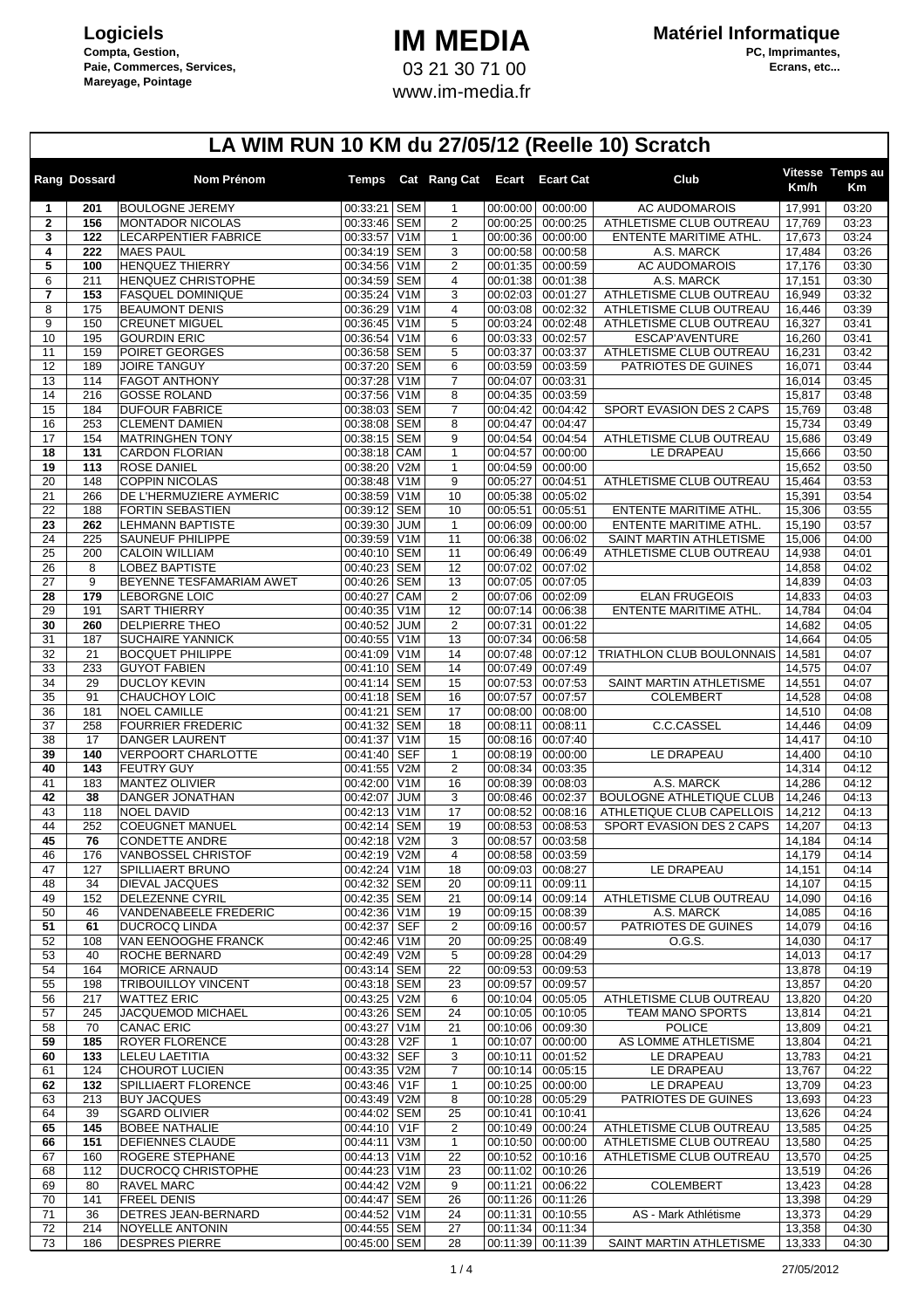**Logiciels**
Compta, Gestion,
Paie, Commerces, Services,
Mareyage, Pointage

# IM MEDIA

03 21 30 71 00
www.im-media.fr

**Matériel Informatique**
PC, Imprimantes,
Ecrans, etc...

## LA WIM RUN 10 KM du 27/05/12 (Reelle 10) Scratch

| Rang | Dossard | Nom Prénom | Temps | Cat | Rang Cat | Ecart | Ecart Cat | Club | Vitesse Km/h | Temps au Km |
|---|---|---|---|---|---|---|---|---|---|---|
| 1 | 201 | BOULOGNE JEREMY | 00:33:21 | SEM | 1 | 00:00:00 | 00:00:00 | AC AUDOMAROIS | 17,991 | 03:20 |
| 2 | 156 | MONTADOR NICOLAS | 00:33:46 | SEM | 2 | 00:00:25 | 00:00:25 | ATHLETISME CLUB OUTREAU | 17,769 | 03:23 |
| 3 | 122 | LECARPENTIER FABRICE | 00:33:57 | V1M | 1 | 00:00:36 | 00:00:00 | ENTENTE MARITIME ATHL. | 17,673 | 03:24 |
| 4 | 222 | MAES PAUL | 00:34:19 | SEM | 3 | 00:00:58 | 00:00:58 | A.S. MARCK | 17,484 | 03:26 |
| 5 | 100 | HENQUEZ THIERRY | 00:34:56 | V1M | 2 | 00:01:35 | 00:00:59 | AC AUDOMAROIS | 17,176 | 03:30 |
| 6 | 211 | HENQUEZ CHRISTOPHE | 00:34:59 | SEM | 4 | 00:01:38 | 00:01:38 | A.S. MARCK | 17,151 | 03:30 |
| 7 | 153 | FASQUEL DOMINIQUE | 00:35:24 | V1M | 3 | 00:02:03 | 00:01:27 | ATHLETISME CLUB OUTREAU | 16,949 | 03:32 |
| 8 | 175 | BEAUMONT DENIS | 00:36:29 | V1M | 4 | 00:03:08 | 00:02:32 | ATHLETISME CLUB OUTREAU | 16,446 | 03:39 |
| 9 | 150 | CREUNET MIGUEL | 00:36:45 | V1M | 5 | 00:03:24 | 00:02:48 | ATHLETISME CLUB OUTREAU | 16,327 | 03:41 |
| 10 | 195 | GOURDIN ERIC | 00:36:54 | V1M | 6 | 00:03:33 | 00:02:57 | ESCAP'AVENTURE | 16,260 | 03:41 |
| 11 | 159 | POIRET GEORGES | 00:36:58 | SEM | 5 | 00:03:37 | 00:03:37 | ATHLETISME CLUB OUTREAU | 16,231 | 03:42 |
| 12 | 189 | JOIRE TANGUY | 00:37:20 | SEM | 6 | 00:03:59 | 00:03:59 | PATRIOTES DE GUINES | 16,071 | 03:44 |
| 13 | 114 | FAGOT ANTHONY | 00:37:28 | V1M | 7 | 00:04:07 | 00:03:31 | | 16,014 | 03:45 |
| 14 | 216 | GOSSE ROLAND | 00:37:56 | V1M | 8 | 00:04:35 | 00:03:59 | | 15,817 | 03:48 |
| 15 | 184 | DUFOUR FABRICE | 00:38:03 | SEM | 7 | 00:04:42 | 00:04:42 | SPORT EVASION DES 2 CAPS | 15,769 | 03:48 |
| 16 | 253 | CLEMENT DAMIEN | 00:38:08 | SEM | 8 | 00:04:47 | 00:04:47 | | 15,734 | 03:49 |
| 17 | 154 | MATRINGHEN TONY | 00:38:15 | SEM | 9 | 00:04:54 | 00:04:54 | ATHLETISME CLUB OUTREAU | 15,686 | 03:49 |
| 18 | 131 | CARDON FLORIAN | 00:38:18 | CAM | 1 | 00:04:57 | 00:00:00 | LE DRAPEAU | 15,666 | 03:50 |
| 19 | 113 | ROSE DANIEL | 00:38:20 | V2M | 1 | 00:04:59 | 00:00:00 | | 15,652 | 03:50 |
| 20 | 148 | COPPIN NICOLAS | 00:38:48 | V1M | 9 | 00:05:27 | 00:04:51 | ATHLETISME CLUB OUTREAU | 15,464 | 03:53 |
| 21 | 266 | DE L'HERMUZIERE AYMERIC | 00:38:59 | V1M | 10 | 00:05:38 | 00:05:02 | | 15,391 | 03:54 |
| 22 | 188 | FORTIN SEBASTIEN | 00:39:12 | SEM | 10 | 00:05:51 | 00:05:51 | ENTENTE MARITIME ATHL. | 15,306 | 03:55 |
| 23 | 262 | LEHMANN BAPTISTE | 00:39:30 | JUM | 1 | 00:06:09 | 00:00:00 | ENTENTE MARITIME ATHL. | 15,190 | 03:57 |
| 24 | 225 | SAUNEUF PHILIPPE | 00:39:59 | V1M | 11 | 00:06:38 | 00:06:02 | SAINT MARTIN ATHLETISME | 15,006 | 04:00 |
| 25 | 200 | CALOIN WILLIAM | 00:40:10 | SEM | 11 | 00:06:49 | 00:06:49 | ATHLETISME CLUB OUTREAU | 14,938 | 04:01 |
| 26 | 8 | LOBEZ BAPTISTE | 00:40:23 | SEM | 12 | 00:07:02 | 00:07:02 | | 14,858 | 04:02 |
| 27 | 9 | BEYENNE TESFAMARIAM AWET | 00:40:26 | SEM | 13 | 00:07:05 | 00:07:05 | | 14,839 | 04:03 |
| 28 | 179 | LEBORGNE LOIC | 00:40:27 | CAM | 2 | 00:07:06 | 00:02:09 | ELAN FRUGEOIS | 14,833 | 04:03 |
| 29 | 191 | SART THIERRY | 00:40:35 | V1M | 12 | 00:07:14 | 00:06:38 | ENTENTE MARITIME ATHL. | 14,784 | 04:04 |
| 30 | 260 | DELPIERRE THEO | 00:40:52 | JUM | 2 | 00:07:31 | 00:01:22 | | 14,682 | 04:05 |
| 31 | 187 | SUCHAIRE YANNICK | 00:40:55 | V1M | 13 | 00:07:34 | 00:06:58 | | 14,664 | 04:05 |
| 32 | 21 | BOCQUET PHILIPPE | 00:41:09 | V1M | 14 | 00:07:48 | 00:07:12 | TRIATHLON CLUB BOULONNAIS | 14,581 | 04:07 |
| 33 | 233 | GUYOT FABIEN | 00:41:10 | SEM | 14 | 00:07:49 | 00:07:49 | | 14,575 | 04:07 |
| 34 | 29 | DUCLOY KEVIN | 00:41:14 | SEM | 15 | 00:07:53 | 00:07:53 | SAINT MARTIN ATHLETISME | 14,551 | 04:07 |
| 35 | 91 | CHAUCHOY LOIC | 00:41:18 | SEM | 16 | 00:07:57 | 00:07:57 | COLEMBERT | 14,528 | 04:08 |
| 36 | 181 | NOEL CAMILLE | 00:41:21 | SEM | 17 | 00:08:00 | 00:08:00 | | 14,510 | 04:08 |
| 37 | 258 | FOURRIER FREDERIC | 00:41:32 | SEM | 18 | 00:08:11 | 00:08:11 | C.C.CASSEL | 14,446 | 04:09 |
| 38 | 17 | DANGER LAURENT | 00:41:37 | V1M | 15 | 00:08:16 | 00:07:40 | | 14,417 | 04:10 |
| 39 | 140 | VERPOORT CHARLOTTE | 00:41:40 | SEF | 1 | 00:08:19 | 00:00:00 | LE DRAPEAU | 14,400 | 04:10 |
| 40 | 143 | FEUTRY GUY | 00:41:55 | V2M | 2 | 00:08:34 | 00:03:35 | | 14,314 | 04:12 |
| 41 | 183 | MANTEZ OLIVIER | 00:42:00 | V1M | 16 | 00:08:39 | 00:08:03 | A.S. MARCK | 14,286 | 04:12 |
| 42 | 38 | DANGER JONATHAN | 00:42:07 | JUM | 3 | 00:08:46 | 00:02:37 | BOULOGNE ATHLETIQUE CLUB | 14,246 | 04:13 |
| 43 | 118 | NOEL DAVID | 00:42:13 | V1M | 17 | 00:08:52 | 00:08:16 | ATHLETIQUE CLUB CAPELLOIS | 14,212 | 04:13 |
| 44 | 252 | COEUGNET MANUEL | 00:42:14 | SEM | 19 | 00:08:53 | 00:08:53 | SPORT EVASION DES 2 CAPS | 14,207 | 04:13 |
| 45 | 76 | CONDETTE ANDRE | 00:42:18 | V2M | 3 | 00:08:57 | 00:03:58 | | 14,184 | 04:14 |
| 46 | 176 | VANBOSSEL CHRISTOF | 00:42:19 | V2M | 4 | 00:08:58 | 00:03:59 | | 14,179 | 04:14 |
| 47 | 127 | SPILLIAERT BRUNO | 00:42:24 | V1M | 18 | 00:09:03 | 00:08:27 | LE DRAPEAU | 14,151 | 04:14 |
| 48 | 34 | DIEVAL JACQUES | 00:42:32 | SEM | 20 | 00:09:11 | 00:09:11 | | 14,107 | 04:15 |
| 49 | 152 | DELEZENNE CYRIL | 00:42:35 | SEM | 21 | 00:09:14 | 00:09:14 | ATHLETISME CLUB OUTREAU | 14,090 | 04:16 |
| 50 | 46 | VANDENABEELE FREDERIC | 00:42:36 | V1M | 19 | 00:09:15 | 00:08:39 | A.S. MARCK | 14,085 | 04:16 |
| 51 | 61 | DUCROCQ LINDA | 00:42:37 | SEF | 2 | 00:09:16 | 00:00:57 | PATRIOTES DE GUINES | 14,079 | 04:16 |
| 52 | 108 | VAN EENOOGHE FRANCK | 00:42:46 | V1M | 20 | 00:09:25 | 00:08:49 | O.G.S. | 14,030 | 04:17 |
| 53 | 40 | ROCHE BERNARD | 00:42:49 | V2M | 5 | 00:09:28 | 00:04:29 | | 14,013 | 04:17 |
| 54 | 164 | MORICE ARNAUD | 00:43:14 | SEM | 22 | 00:09:53 | 00:09:53 | | 13,878 | 04:19 |
| 55 | 198 | TRIBOUILLOY VINCENT | 00:43:18 | SEM | 23 | 00:09:57 | 00:09:57 | | 13,857 | 04:20 |
| 56 | 217 | WATTEZ ERIC | 00:43:25 | V2M | 6 | 00:10:04 | 00:05:05 | ATHLETISME CLUB OUTREAU | 13,820 | 04:20 |
| 57 | 245 | JACQUEMOD MICHAEL | 00:43:26 | SEM | 24 | 00:10:05 | 00:10:05 | TEAM MANO SPORTS | 13,814 | 04:21 |
| 58 | 70 | CANAC ERIC | 00:43:27 | V1M | 21 | 00:10:06 | 00:09:30 | POLICE | 13,809 | 04:21 |
| 59 | 185 | ROYER FLORENCE | 00:43:28 | V2F | 1 | 00:10:07 | 00:00:00 | AS LOMME ATHLETISME | 13,804 | 04:21 |
| 60 | 133 | LELEU LAETITIA | 00:43:32 | SEF | 3 | 00:10:11 | 00:01:52 | LE DRAPEAU | 13,783 | 04:21 |
| 61 | 124 | CHOUROT LUCIEN | 00:43:35 | V2M | 7 | 00:10:14 | 00:05:15 | LE DRAPEAU | 13,767 | 04:22 |
| 62 | 132 | SPILLIAERT FLORENCE | 00:43:46 | V1F | 1 | 00:10:25 | 00:00:00 | LE DRAPEAU | 13,709 | 04:23 |
| 63 | 213 | BUY JACQUES | 00:43:49 | V2M | 8 | 00:10:28 | 00:05:29 | PATRIOTES DE GUINES | 13,693 | 04:23 |
| 64 | 39 | SGARD OLIVIER | 00:44:02 | SEM | 25 | 00:10:41 | 00:10:41 | | 13,626 | 04:24 |
| 65 | 145 | BOBEE NATHALIE | 00:44:10 | V1F | 2 | 00:10:49 | 00:00:24 | ATHLETISME CLUB OUTREAU | 13,585 | 04:25 |
| 66 | 151 | DEFIENNES CLAUDE | 00:44:11 | V3M | 1 | 00:10:50 | 00:00:00 | ATHLETISME CLUB OUTREAU | 13,580 | 04:25 |
| 67 | 160 | ROGERE STEPHANE | 00:44:13 | V1M | 22 | 00:10:52 | 00:10:16 | ATHLETISME CLUB OUTREAU | 13,570 | 04:25 |
| 68 | 112 | DUCROCQ CHRISTOPHE | 00:44:23 | V1M | 23 | 00:11:02 | 00:10:26 | | 13,519 | 04:26 |
| 69 | 80 | RAVEL MARC | 00:44:42 | V2M | 9 | 00:11:21 | 00:06:22 | COLEMBERT | 13,423 | 04:28 |
| 70 | 141 | FREEL DENIS | 00:44:47 | SEM | 26 | 00:11:26 | 00:11:26 | | 13,398 | 04:29 |
| 71 | 36 | DETRES JEAN-BERNARD | 00:44:52 | V1M | 24 | 00:11:31 | 00:10:55 | AS - Mark Athlétisme | 13,373 | 04:29 |
| 72 | 214 | NOYELLE ANTONIN | 00:44:55 | SEM | 27 | 00:11:34 | 00:11:34 | | 13,358 | 04:30 |
| 73 | 186 | DESPRES PIERRE | 00:45:00 | SEM | 28 | 00:11:39 | 00:11:39 | SAINT MARTIN ATHLETISME | 13,333 | 04:30 |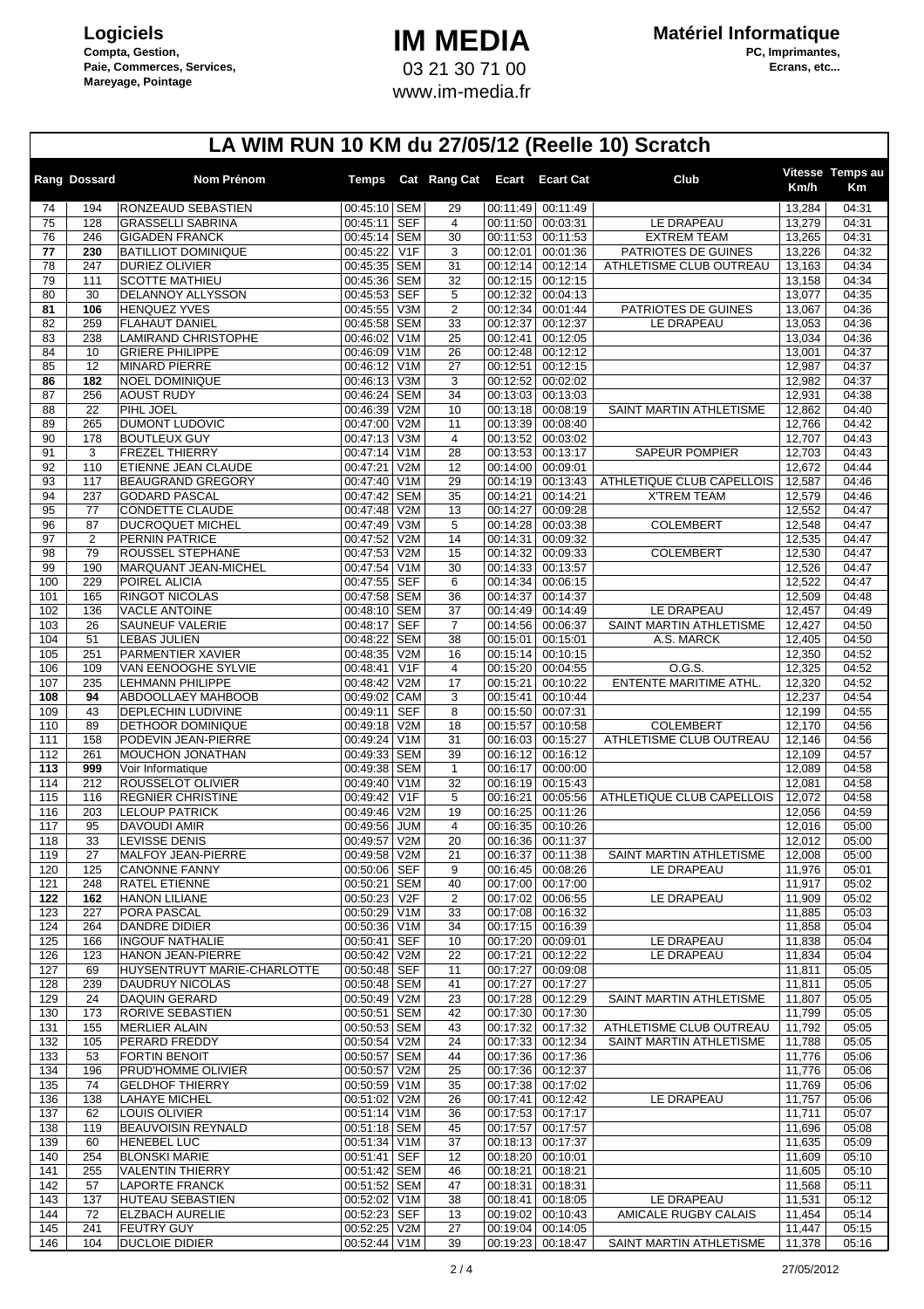**Logiciels**
Compta, Gestion, Paie, Commerces, Services, Mareyage, Pointage

# IM MEDIA

03 21 30 71 00
www.im-media.fr

**Matériel Informatique**
PC, Imprimantes, Ecrans, etc...

## LA WIM RUN 10 KM du 27/05/12 (Reelle 10) Scratch

| Rang | Dossard | Nom Prénom | Temps | Cat | Rang Cat | Ecart | Ecart Cat | Club | Vitesse Km/h | Temps au Km |
|---|---|---|---|---|---|---|---|---|---|---|
| 74 | 194 | RONZEAUD SEBASTIEN | 00:45:10 | SEM | 29 | 00:11:49 | 00:11:49 | | 13,284 | 04:31 |
| 75 | 128 | GRASSELLI SABRINA | 00:45:11 | SEF | 4 | 00:11:50 | 00:03:31 | LE DRAPEAU | 13,279 | 04:31 |
| 76 | 246 | GIGADEN FRANCK | 00:45:14 | SEM | 30 | 00:11:53 | 00:11:53 | EXTREM TEAM | 13,265 | 04:31 |
| **77** | **230** | BATILLIOT DOMINIQUE | 00:45:22 | V1F | 3 | 00:12:01 | 00:01:36 | PATRIOTES DE GUINES | 13,226 | 04:32 |
| 78 | 247 | DURIEZ OLIVIER | 00:45:35 | SEM | 31 | 00:12:14 | 00:12:14 | ATHLETISME CLUB OUTREAU | 13,163 | 04:34 |
| 79 | 111 | SCOTTE MATHIEU | 00:45:36 | SEM | 32 | 00:12:15 | 00:12:15 | | 13,158 | 04:34 |
| 80 | 30 | DELANNOY ALLYSSON | 00:45:53 | SEF | 5 | 00:12:32 | 00:04:13 | | 13,077 | 04:35 |
| **81** | **106** | HENQUEZ YVES | 00:45:55 | V3M | 2 | 00:12:34 | 00:01:44 | PATRIOTES DE GUINES | 13,067 | 04:36 |
| 82 | 259 | FLAHAUT DANIEL | 00:45:58 | SEM | 33 | 00:12:37 | 00:12:37 | LE DRAPEAU | 13,053 | 04:36 |
| 83 | 238 | LAMIRAND CHRISTOPHE | 00:46:02 | V1M | 25 | 00:12:41 | 00:12:05 | | 13,034 | 04:36 |
| 84 | 10 | GRIERE PHILIPPE | 00:46:09 | V1M | 26 | 00:12:48 | 00:12:12 | | 13,001 | 04:37 |
| 85 | 12 | MINARD PIERRE | 00:46:12 | V1M | 27 | 00:12:51 | 00:12:15 | | 12,987 | 04:37 |
| **86** | **182** | NOEL DOMINIQUE | 00:46:13 | V3M | 3 | 00:12:52 | 00:02:02 | | 12,982 | 04:37 |
| 87 | 256 | AOUST RUDY | 00:46:24 | SEM | 34 | 00:13:03 | 00:13:03 | | 12,931 | 04:38 |
| 88 | 22 | PIHL JOEL | 00:46:39 | V2M | 10 | 00:13:18 | 00:08:19 | SAINT MARTIN ATHLETISME | 12,862 | 04:40 |
| 89 | 265 | DUMONT LUDOVIC | 00:47:00 | V2M | 11 | 00:13:39 | 00:08:40 | | 12,766 | 04:42 |
| 90 | 178 | BOUTLEUX GUY | 00:47:13 | V3M | 4 | 00:13:52 | 00:03:02 | | 12,707 | 04:43 |
| 91 | 3 | FREZEL THIERRY | 00:47:14 | V1M | 28 | 00:13:53 | 00:13:17 | SAPEUR POMPIER | 12,703 | 04:43 |
| 92 | 110 | ETIENNE JEAN CLAUDE | 00:47:21 | V2M | 12 | 00:14:00 | 00:09:01 | | 12,672 | 04:44 |
| 93 | 117 | BEAUGRAND GREGORY | 00:47:40 | V1M | 29 | 00:14:19 | 00:13:43 | ATHLETIQUE CLUB CAPELLOIS | 12,587 | 04:46 |
| 94 | 237 | GODARD PASCAL | 00:47:42 | SEM | 35 | 00:14:21 | 00:14:21 | X'TREM TEAM | 12,579 | 04:46 |
| 95 | 77 | CONDETTE CLAUDE | 00:47:48 | V2M | 13 | 00:14:27 | 00:09:28 | | 12,552 | 04:47 |
| 96 | 87 | DUCROQUET MICHEL | 00:47:49 | V3M | 5 | 00:14:28 | 00:03:38 | COLEMBERT | 12,548 | 04:47 |
| 97 | 2 | PERNIN PATRICE | 00:47:52 | V2M | 14 | 00:14:31 | 00:09:32 | | 12,535 | 04:47 |
| 98 | 79 | ROUSSEL STEPHANE | 00:47:53 | V2M | 15 | 00:14:32 | 00:09:33 | COLEMBERT | 12,530 | 04:47 |
| 99 | 190 | MARQUANT JEAN-MICHEL | 00:47:54 | V1M | 30 | 00:14:33 | 00:13:57 | | 12,526 | 04:47 |
| 100 | 229 | POIREL ALICIA | 00:47:55 | SEF | 6 | 00:14:34 | 00:06:15 | | 12,522 | 04:47 |
| 101 | 165 | RINGOT NICOLAS | 00:47:58 | SEM | 36 | 00:14:37 | 00:14:37 | | 12,509 | 04:48 |
| 102 | 136 | VACLE ANTOINE | 00:48:10 | SEM | 37 | 00:14:49 | 00:14:49 | LE DRAPEAU | 12,457 | 04:49 |
| 103 | 26 | SAUNEUF VALERIE | 00:48:17 | SEF | 7 | 00:14:56 | 00:06:37 | SAINT MARTIN ATHLETISME | 12,427 | 04:50 |
| 104 | 51 | LEBAS JULIEN | 00:48:22 | SEM | 38 | 00:15:01 | 00:15:01 | A.S. MARCK | 12,405 | 04:50 |
| 105 | 251 | PARMENTIER XAVIER | 00:48:35 | V2M | 16 | 00:15:14 | 00:10:15 | | 12,350 | 04:52 |
| 106 | 109 | VAN EENOOGHE SYLVIE | 00:48:41 | V1F | 4 | 00:15:20 | 00:04:55 | O.G.S. | 12,325 | 04:52 |
| 107 | 235 | LEHMANN PHILIPPE | 00:48:42 | V2M | 17 | 00:15:21 | 00:10:22 | ENTENTE MARITIME ATHL. | 12,320 | 04:52 |
| **108** | **94** | ABDOOLLAEY MAHBOOB | 00:49:02 | CAM | 3 | 00:15:41 | 00:10:44 | | 12,237 | 04:54 |
| 109 | 43 | DEPLECHIN LUDIVINE | 00:49:11 | SEF | 8 | 00:15:50 | 00:07:31 | | 12,199 | 04:55 |
| 110 | 89 | DETHOOR DOMINIQUE | 00:49:18 | V2M | 18 | 00:15:57 | 00:10:58 | COLEMBERT | 12,170 | 04:56 |
| 111 | 158 | PODEVIN JEAN-PIERRE | 00:49:24 | V1M | 31 | 00:16:03 | 00:15:27 | ATHLETISME CLUB OUTREAU | 12,146 | 04:56 |
| 112 | 261 | MOUCHON JONATHAN | 00:49:33 | SEM | 39 | 00:16:12 | 00:16:12 | | 12,109 | 04:57 |
| **113** | **999** | Voir Informatique | 00:49:38 | SEM | 1 | 00:16:17 | 00:00:00 | | 12,089 | 04:58 |
| 114 | 212 | ROUSSELOT OLIVIER | 00:49:40 | V1M | 32 | 00:16:19 | 00:15:43 | | 12,081 | 04:58 |
| 115 | 116 | REGNIER CHRISTINE | 00:49:42 | V1F | 5 | 00:16:21 | 00:05:56 | ATHLETIQUE CLUB CAPELLOIS | 12,072 | 04:58 |
| 116 | 203 | LELOUP PATRICK | 00:49:46 | V2M | 19 | 00:16:25 | 00:11:26 | | 12,056 | 04:59 |
| 117 | 95 | DAVOUDI AMIR | 00:49:56 | JUM | 4 | 00:16:35 | 00:10:26 | | 12,016 | 05:00 |
| 118 | 33 | LEVISSE DENIS | 00:49:57 | V2M | 20 | 00:16:36 | 00:11:37 | | 12,012 | 05:00 |
| 119 | 27 | MALFOY JEAN-PIERRE | 00:49:58 | V2M | 21 | 00:16:37 | 00:11:38 | SAINT MARTIN ATHLETISME | 12,008 | 05:00 |
| 120 | 125 | CANONNE FANNY | 00:50:06 | SEF | 9 | 00:16:45 | 00:08:26 | LE DRAPEAU | 11,976 | 05:01 |
| 121 | 248 | RATEL ETIENNE | 00:50:21 | SEM | 40 | 00:17:00 | 00:17:00 | | 11,917 | 05:02 |
| **122** | **162** | HANON LILIANE | 00:50:23 | V2F | 2 | 00:17:02 | 00:06:55 | LE DRAPEAU | 11,909 | 05:02 |
| 123 | 227 | PORA PASCAL | 00:50:29 | V1M | 33 | 00:17:08 | 00:16:32 | | 11,885 | 05:03 |
| 124 | 264 | DANDRE DIDIER | 00:50:36 | V1M | 34 | 00:17:15 | 00:16:39 | | 11,858 | 05:04 |
| 125 | 166 | INGOUF NATHALIE | 00:50:41 | SEF | 10 | 00:17:20 | 00:09:01 | LE DRAPEAU | 11,838 | 05:04 |
| 126 | 123 | HANON JEAN-PIERRE | 00:50:42 | V2M | 22 | 00:17:21 | 00:12:22 | LE DRAPEAU | 11,834 | 05:04 |
| 127 | 69 | HUYSENTRUYT MARIE-CHARLOTTE | 00:50:48 | SEF | 11 | 00:17:27 | 00:09:08 | | 11,811 | 05:05 |
| 128 | 239 | DAUDRUY NICOLAS | 00:50:48 | SEM | 41 | 00:17:27 | 00:17:27 | | 11,811 | 05:05 |
| 129 | 24 | DAQUIN GERARD | 00:50:49 | V2M | 23 | 00:17:28 | 00:12:29 | SAINT MARTIN ATHLETISME | 11,807 | 05:05 |
| 130 | 173 | RORIVE SEBASTIEN | 00:50:51 | SEM | 42 | 00:17:30 | 00:17:30 | | 11,799 | 05:05 |
| 131 | 155 | MERLIER ALAIN | 00:50:53 | SEM | 43 | 00:17:32 | 00:17:32 | ATHLETISME CLUB OUTREAU | 11,792 | 05:05 |
| 132 | 105 | PERARD FREDDY | 00:50:54 | V2M | 24 | 00:17:33 | 00:12:34 | SAINT MARTIN ATHLETISME | 11,788 | 05:05 |
| 133 | 53 | FORTIN BENOIT | 00:50:57 | SEM | 44 | 00:17:36 | 00:17:36 | | 11,776 | 05:06 |
| 134 | 196 | PRUD'HOMME OLIVIER | 00:50:57 | V2M | 25 | 00:17:36 | 00:12:37 | | 11,776 | 05:06 |
| 135 | 74 | GELDHOF THIERRY | 00:50:59 | V1M | 35 | 00:17:38 | 00:17:02 | | 11,769 | 05:06 |
| 136 | 138 | LAHAYE MICHEL | 00:51:02 | V2M | 26 | 00:17:41 | 00:12:42 | LE DRAPEAU | 11,757 | 05:06 |
| 137 | 62 | LOUIS OLIVIER | 00:51:14 | V1M | 36 | 00:17:53 | 00:17:17 | | 11,711 | 05:07 |
| 138 | 119 | BEAUVOISIN REYNALD | 00:51:18 | SEM | 45 | 00:17:57 | 00:17:57 | | 11,696 | 05:08 |
| 139 | 60 | HENEBEL LUC | 00:51:34 | V1M | 37 | 00:18:13 | 00:17:37 | | 11,635 | 05:09 |
| 140 | 254 | BLONSKI MARIE | 00:51:41 | SEF | 12 | 00:18:20 | 00:10:01 | | 11,609 | 05:10 |
| 141 | 255 | VALENTIN THIERRY | 00:51:42 | SEM | 46 | 00:18:21 | 00:18:21 | | 11,605 | 05:10 |
| 142 | 57 | LAPORTE FRANCK | 00:51:52 | SEM | 47 | 00:18:31 | 00:18:31 | | 11,568 | 05:11 |
| 143 | 137 | HUTEAU SEBASTIEN | 00:52:02 | V1M | 38 | 00:18:41 | 00:18:05 | LE DRAPEAU | 11,531 | 05:12 |
| 144 | 72 | ELZBACH AURELIE | 00:52:23 | SEF | 13 | 00:19:02 | 00:10:43 | AMICALE RUGBY CALAIS | 11,454 | 05:14 |
| 145 | 241 | FEUTRY GUY | 00:52:25 | V2M | 27 | 00:19:04 | 00:14:05 | | 11,447 | 05:15 |
| 146 | 104 | DUCLOIE DIDIER | 00:52:44 | V1M | 39 | 00:19:23 | 00:18:47 | SAINT MARTIN ATHLETISME | 11,378 | 05:16 |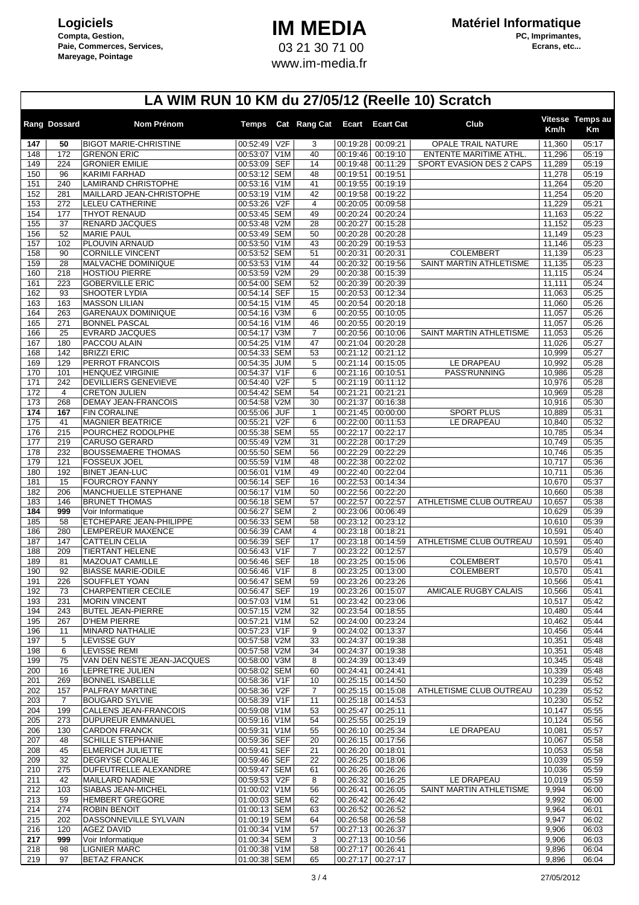**Logiciels**
Compta, Gestion,
Paie, Commerces, Services,
Mareyage, Pointage

# IM MEDIA
03 21 30 71 00
www.im-media.fr

**Matériel Informatique**
PC, Imprimantes,
Ecrans, etc...

## LA WIM RUN 10 KM du 27/05/12 (Reelle 10) Scratch

| Rang | Dossard | Nom Prénom | Temps | Cat | Rang Cat | Ecart | Ecart Cat | Club | Vitesse Km/h | Temps au Km |
|---|---|---|---|---|---|---|---|---|---|---|
| **147** | **50** | BIGOT MARIE-CHRISTINE | 00:52:49 | V2F | 3 | 00:19:28 | 00:09:21 | OPALE TRAIL NATURE | 11,360 | 05:17 |
| 148 | 172 | GRENON ERIC | 00:53:07 | V1M | 40 | 00:19:46 | 00:19:10 | ENTENTE MARITIME ATHL. | 11,296 | 05:19 |
| 149 | 224 | GRONIER EMILIE | 00:53:09 | SEF | 14 | 00:19:48 | 00:11:29 | SPORT EVASION DES 2 CAPS | 11,289 | 05:19 |
| 150 | 96 | KARIMI FARHAD | 00:53:12 | SEM | 48 | 00:19:51 | 00:19:51 | | 11,278 | 05:19 |
| 151 | 240 | LAMIRAND CHRISTOPHE | 00:53:16 | V1M | 41 | 00:19:55 | 00:19:19 | | 11,264 | 05:20 |
| 152 | 281 | MAILLARD JEAN-CHRISTOPHE | 00:53:19 | V1M | 42 | 00:19:58 | 00:19:22 | | 11,254 | 05:20 |
| 153 | 272 | LELEU CATHERINE | 00:53:26 | V2F | 4 | 00:20:05 | 00:09:58 | | 11,229 | 05:21 |
| 154 | 177 | THYOT RENAUD | 00:53:45 | SEM | 49 | 00:20:24 | 00:20:24 | | 11,163 | 05:22 |
| 155 | 37 | RENARD JACQUES | 00:53:48 | V2M | 28 | 00:20:27 | 00:15:28 | | 11,152 | 05:23 |
| 156 | 52 | MARIE PAUL | 00:53:49 | SEM | 50 | 00:20:28 | 00:20:28 | | 11,149 | 05:23 |
| 157 | 102 | PLOUVIN ARNAUD | 00:53:50 | V1M | 43 | 00:20:29 | 00:19:53 | | 11,146 | 05:23 |
| 158 | 90 | CORNILLE VINCENT | 00:53:52 | SEM | 51 | 00:20:31 | 00:20:31 | COLEMBERT | 11,139 | 05:23 |
| 159 | 28 | MALVACHE DOMINIQUE | 00:53:53 | V1M | 44 | 00:20:32 | 00:19:56 | SAINT MARTIN ATHLETISME | 11,135 | 05:23 |
| 160 | 218 | HOSTIOU PIERRE | 00:53:59 | V2M | 29 | 00:20:38 | 00:15:39 | | 11,115 | 05:24 |
| 161 | 223 | GOBERVILLE ERIC | 00:54:00 | SEM | 52 | 00:20:39 | 00:20:39 | | 11,111 | 05:24 |
| 162 | 93 | SHOOTER LYDIA | 00:54:14 | SEF | 15 | 00:20:53 | 00:12:34 | | 11,063 | 05:25 |
| 163 | 163 | MASSON LILIAN | 00:54:15 | V1M | 45 | 00:20:54 | 00:20:18 | | 11,060 | 05:26 |
| 164 | 263 | GARENAUX DOMINIQUE | 00:54:16 | V3M | 6 | 00:20:55 | 00:10:05 | | 11,057 | 05:26 |
| 165 | 271 | BONNEL PASCAL | 00:54:16 | V1M | 46 | 00:20:55 | 00:20:19 | | 11,057 | 05:26 |
| 166 | 25 | EVRARD JACQUES | 00:54:17 | V3M | 7 | 00:20:56 | 00:10:06 | SAINT MARTIN ATHLETISME | 11,053 | 05:26 |
| 167 | 180 | PACCOU ALAIN | 00:54:25 | V1M | 47 | 00:21:04 | 00:20:28 | | 11,026 | 05:27 |
| 168 | 142 | BRIZZI ERIC | 00:54:33 | SEM | 53 | 00:21:12 | 00:21:12 | | 10,999 | 05:27 |
| 169 | 129 | PERROT FRANCOIS | 00:54:35 | JUM | 5 | 00:21:14 | 00:15:05 | LE DRAPEAU | 10,992 | 05:28 |
| 170 | 101 | HENQUEZ VIRGINIE | 00:54:37 | V1F | 6 | 00:21:16 | 00:10:51 | PASS'RUNNING | 10,986 | 05:28 |
| 171 | 242 | DEVILLIERS GENEVIEVE | 00:54:40 | V2F | 5 | 00:21:19 | 00:11:12 | | 10,976 | 05:28 |
| 172 | 4 | CRETON JULIEN | 00:54:42 | SEM | 54 | 00:21:21 | 00:21:21 | | 10,969 | 05:28 |
| 173 | 268 | DEMAY JEAN-FRANCOIS | 00:54:58 | V2M | 30 | 00:21:37 | 00:16:38 | | 10,916 | 05:30 |
| **174** | **167** | FIN CORALINE | 00:55:06 | JUF | 1 | 00:21:45 | 00:00:00 | SPORT PLUS | 10,889 | 05:31 |
| 175 | 41 | MAGNIER BEATRICE | 00:55:21 | V2F | 6 | 00:22:00 | 00:11:53 | LE DRAPEAU | 10,840 | 05:32 |
| 176 | 215 | POURCHEZ RODOLPHE | 00:55:38 | SEM | 55 | 00:22:17 | 00:22:17 | | 10,785 | 05:34 |
| 177 | 219 | CARUSO GERARD | 00:55:49 | V2M | 31 | 00:22:28 | 00:17:29 | | 10,749 | 05:35 |
| 178 | 232 | BOUSSEMAERE THOMAS | 00:55:50 | SEM | 56 | 00:22:29 | 00:22:29 | | 10,746 | 05:35 |
| 179 | 121 | FOSSEUX JOEL | 00:55:59 | V1M | 48 | 00:22:38 | 00:22:02 | | 10,717 | 05:36 |
| 180 | 192 | BINET JEAN-LUC | 00:56:01 | V1M | 49 | 00:22:40 | 00:22:04 | | 10,711 | 05:36 |
| 181 | 15 | FOURCROY FANNY | 00:56:14 | SEF | 16 | 00:22:53 | 00:14:34 | | 10,670 | 05:37 |
| 182 | 206 | MANCHUELLE STEPHANE | 00:56:17 | V1M | 50 | 00:22:56 | 00:22:20 | | 10,660 | 05:38 |
| 183 | 146 | BRUNET THOMAS | 00:56:18 | SEM | 57 | 00:22:57 | 00:22:57 | ATHLETISME CLUB OUTREAU | 10,657 | 05:38 |
| **184** | **999** | Voir Informatique | 00:56:27 | SEM | 2 | 00:23:06 | 00:06:49 | | 10,629 | 05:39 |
| 185 | 58 | ETCHEPARE JEAN-PHILIPPE | 00:56:33 | SEM | 58 | 00:23:12 | 00:23:12 | | 10,610 | 05:39 |
| 186 | 280 | LEMPEREUR MAXENCE | 00:56:39 | CAM | 4 | 00:23:18 | 00:18:21 | | 10,591 | 05:40 |
| 187 | 147 | CATTELIN CELIA | 00:56:39 | SEF | 17 | 00:23:18 | 00:14:59 | ATHLETISME CLUB OUTREAU | 10,591 | 05:40 |
| 188 | 209 | TIERTANT HELENE | 00:56:43 | V1F | 7 | 00:23:22 | 00:12:57 | | 10,579 | 05:40 |
| 189 | 81 | MAZOUAT CAMILLE | 00:56:46 | SEF | 18 | 00:23:25 | 00:15:06 | COLEMBERT | 10,570 | 05:41 |
| 190 | 92 | BIASSE MARIE-ODILE | 00:56:46 | V1F | 8 | 00:23:25 | 00:13:00 | COLEMBERT | 10,570 | 05:41 |
| 191 | 226 | SOUFFLET YOAN | 00:56:47 | SEM | 59 | 00:23:26 | 00:23:26 | | 10,566 | 05:41 |
| 192 | 73 | CHARPENTIER CECILE | 00:56:47 | SEF | 19 | 00:23:26 | 00:15:07 | AMICALE RUGBY CALAIS | 10,566 | 05:41 |
| 193 | 231 | MORIN VINCENT | 00:57:03 | V1M | 51 | 00:23:42 | 00:23:06 | | 10,517 | 05:42 |
| 194 | 243 | BUTEL JEAN-PIERRE | 00:57:15 | V2M | 32 | 00:23:54 | 00:18:55 | | 10,480 | 05:44 |
| 195 | 267 | D'HEM PIERRE | 00:57:21 | V1M | 52 | 00:24:00 | 00:23:24 | | 10,462 | 05:44 |
| 196 | 11 | MINARD NATHALIE | 00:57:23 | V1F | 9 | 00:24:02 | 00:13:37 | | 10,456 | 05:44 |
| 197 | 5 | LEVISSE GUY | 00:57:58 | V2M | 33 | 00:24:37 | 00:19:38 | | 10,351 | 05:48 |
| 198 | 6 | LEVISSE REMI | 00:57:58 | V2M | 34 | 00:24:37 | 00:19:38 | | 10,351 | 05:48 |
| 199 | 75 | VAN DEN NESTE JEAN-JACQUES | 00:58:00 | V3M | 8 | 00:24:39 | 00:13:49 | | 10,345 | 05:48 |
| 200 | 16 | LEPRETRE JULIEN | 00:58:02 | SEM | 60 | 00:24:41 | 00:24:41 | | 10,339 | 05:48 |
| 201 | 269 | BONNEL ISABELLE | 00:58:36 | V1F | 10 | 00:25:15 | 00:14:50 | | 10,239 | 05:52 |
| 202 | 157 | PALFRAY MARTINE | 00:58:36 | V2F | 7 | 00:25:15 | 00:15:08 | ATHLETISME CLUB OUTREAU | 10,239 | 05:52 |
| 203 | 7 | BOUGARD SYLVIE | 00:58:39 | V1F | 11 | 00:25:18 | 00:14:53 | | 10,230 | 05:52 |
| 204 | 199 | CALLENS JEAN-FRANCOIS | 00:59:08 | V1M | 53 | 00:25:47 | 00:25:11 | | 10,147 | 05:55 |
| 205 | 273 | DUPUREUR EMMANUEL | 00:59:16 | V1M | 54 | 00:25:55 | 00:25:19 | | 10,124 | 05:56 |
| 206 | 130 | CARDON FRANCK | 00:59:31 | V1M | 55 | 00:26:10 | 00:25:34 | LE DRAPEAU | 10,081 | 05:57 |
| 207 | 48 | SCHILLE STEPHANIE | 00:59:36 | SEF | 20 | 00:26:15 | 00:17:56 | | 10,067 | 05:58 |
| 208 | 45 | ELMERICH JULIETTE | 00:59:41 | SEF | 21 | 00:26:20 | 00:18:01 | | 10,053 | 05:58 |
| 209 | 32 | DEGRYSE CORALIE | 00:59:46 | SEF | 22 | 00:26:25 | 00:18:06 | | 10,039 | 05:59 |
| 210 | 275 | DUFEUTRELLE ALEXANDRE | 00:59:47 | SEM | 61 | 00:26:26 | 00:26:26 | | 10,036 | 05:59 |
| 211 | 42 | MAILLARD NADINE | 00:59:53 | V2F | 8 | 00:26:32 | 00:16:25 | LE DRAPEAU | 10,019 | 05:59 |
| 212 | 103 | SIABAS JEAN-MICHEL | 01:00:02 | V1M | 56 | 00:26:41 | 00:26:05 | SAINT MARTIN ATHLETISME | 9,994 | 06:00 |
| 213 | 59 | HEMBERT GREGORE | 01:00:03 | SEM | 62 | 00:26:42 | 00:26:42 | | 9,992 | 06:00 |
| 214 | 274 | ROBIN BENOIT | 01:00:13 | SEM | 63 | 00:26:52 | 00:26:52 | | 9,964 | 06:01 |
| 215 | 202 | DASSONNEVILLE SYLVAIN | 01:00:19 | SEM | 64 | 00:26:58 | 00:26:58 | | 9,947 | 06:02 |
| 216 | 120 | AGEZ DAVID | 01:00:34 | V1M | 57 | 00:27:13 | 00:26:37 | | 9,906 | 06:03 |
| **217** | **999** | Voir Informatique | 01:00:34 | SEM | 3 | 00:27:13 | 00:10:56 | | 9,906 | 06:03 |
| 218 | 98 | LIGNIER MARC | 01:00:38 | V1M | 58 | 00:27:17 | 00:26:41 | | 9,896 | 06:04 |
| 219 | 97 | BETAZ FRANCK | 01:00:38 | SEM | 65 | 00:27:17 | 00:27:17 | | 9,896 | 06:04 |

27/05/2012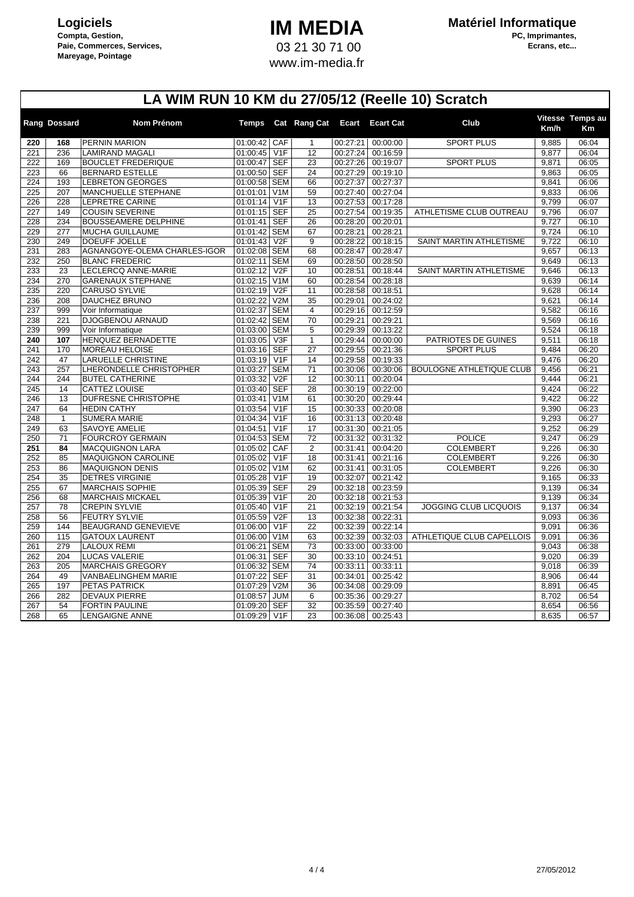**Logiciels**
**Compta, Gestion, Paie, Commerces, Services, Mareyage, Pointage**

# IM MEDIA

03 21 30 71 00
www.im-media.fr

**Matériel Informatique**
**PC, Imprimantes, Ecrans, etc...**

## LA WIM RUN 10 KM du 27/05/12 (Reelle 10) Scratch

| Rang | Dossard | Nom Prénom | Temps | Cat | Rang Cat | Ecart | Ecart Cat | Club | Vitesse Km/h | Temps au Km |
|---|---|---|---|---|---|---|---|---|---|---|
| **220** | **168** | PERNIN MARION | 01:00:42 | CAF | 1 | 00:27:21 | 00:00:00 | SPORT PLUS | 9,885 | 06:04 |
| 221 | 236 | LAMIRAND MAGALI | 01:00:45 | V1F | 12 | 00:27:24 | 00:16:59 | | 9,877 | 06:04 |
| 222 | 169 | BOUCLET FREDERIQUE | 01:00:47 | SEF | 23 | 00:27:26 | 00:19:07 | SPORT PLUS | 9,871 | 06:05 |
| 223 | 66 | BERNARD ESTELLE | 01:00:50 | SEF | 24 | 00:27:29 | 00:19:10 | | 9,863 | 06:05 |
| 224 | 193 | LEBRETON GEORGES | 01:00:58 | SEM | 66 | 00:27:37 | 00:27:37 | | 9,841 | 06:06 |
| 225 | 207 | MANCHUELLE STEPHANE | 01:01:01 | V1M | 59 | 00:27:40 | 00:27:04 | | 9,833 | 06:06 |
| 226 | 228 | LEPRETRE CARINE | 01:01:14 | V1F | 13 | 00:27:53 | 00:17:28 | | 9,799 | 06:07 |
| 227 | 149 | COUSIN SEVERINE | 01:01:15 | SEF | 25 | 00:27:54 | 00:19:35 | ATHLETISME CLUB OUTREAU | 9,796 | 06:07 |
| 228 | 234 | BOUSSEAMERE DELPHINE | 01:01:41 | SEF | 26 | 00:28:20 | 00:20:01 | | 9,727 | 06:10 |
| 229 | 277 | MUCHA GUILLAUME | 01:01:42 | SEM | 67 | 00:28:21 | 00:28:21 | | 9,724 | 06:10 |
| 230 | 249 | DOEUFF JOELLE | 01:01:43 | V2F | 9 | 00:28:22 | 00:18:15 | SAINT MARTIN ATHLETISME | 9,722 | 06:10 |
| 231 | 283 | AGNANGOYE-OLEMA CHARLES-IGOR | 01:02:08 | SEM | 68 | 00:28:47 | 00:28:47 | | 9,657 | 06:13 |
| 232 | 250 | BLANC FREDERIC | 01:02:11 | SEM | 69 | 00:28:50 | 00:28:50 | | 9,649 | 06:13 |
| 233 | 23 | LECLERCQ ANNE-MARIE | 01:02:12 | V2F | 10 | 00:28:51 | 00:18:44 | SAINT MARTIN ATHLETISME | 9,646 | 06:13 |
| 234 | 270 | GARENAUX STEPHANE | 01:02:15 | V1M | 60 | 00:28:54 | 00:28:18 | | 9,639 | 06:14 |
| 235 | 220 | CARUSO SYLVIE | 01:02:19 | V2F | 11 | 00:28:58 | 00:18:51 | | 9,628 | 06:14 |
| 236 | 208 | DAUCHEZ BRUNO | 01:02:22 | V2M | 35 | 00:29:01 | 00:24:02 | | 9,621 | 06:14 |
| 237 | 999 | Voir Informatique | 01:02:37 | SEM | 4 | 00:29:16 | 00:12:59 | | 9,582 | 06:16 |
| 238 | 221 | DJOGBENOU ARNAUD | 01:02:42 | SEM | 70 | 00:29:21 | 00:29:21 | | 9,569 | 06:16 |
| 239 | 999 | Voir Informatique | 01:03:00 | SEM | 5 | 00:29:39 | 00:13:22 | | 9,524 | 06:18 |
| **240** | **107** | HENQUEZ BERNADETTE | 01:03:05 | V3F | 1 | 00:29:44 | 00:00:00 | PATRIOTES DE GUINES | 9,511 | 06:18 |
| 241 | 170 | MOREAU HELOISE | 01:03:16 | SEF | 27 | 00:29:55 | 00:21:36 | SPORT PLUS | 9,484 | 06:20 |
| 242 | 47 | LARUELLE CHRISTINE | 01:03:19 | V1F | 14 | 00:29:58 | 00:19:33 | | 9,476 | 06:20 |
| 243 | 257 | LHERONDELLE CHRISTOPHER | 01:03:27 | SEM | 71 | 00:30:06 | 00:30:06 | BOULOGNE ATHLETIQUE CLUB | 9,456 | 06:21 |
| 244 | 244 | BUTEL CATHERINE | 01:03:32 | V2F | 12 | 00:30:11 | 00:20:04 | | 9,444 | 06:21 |
| 245 | 14 | CATTEZ LOUISE | 01:03:40 | SEF | 28 | 00:30:19 | 00:22:00 | | 9,424 | 06:22 |
| 246 | 13 | DUFRESNE CHRISTOPHE | 01:03:41 | V1M | 61 | 00:30:20 | 00:29:44 | | 9,422 | 06:22 |
| 247 | 64 | HEDIN CATHY | 01:03:54 | V1F | 15 | 00:30:33 | 00:20:08 | | 9,390 | 06:23 |
| 248 | 1 | SUMERA MARIE | 01:04:34 | V1F | 16 | 00:31:13 | 00:20:48 | | 9,293 | 06:27 |
| 249 | 63 | SAVOYE AMELIE | 01:04:51 | V1F | 17 | 00:31:30 | 00:21:05 | | 9,252 | 06:29 |
| 250 | 71 | FOURCROY GERMAIN | 01:04:53 | SEM | 72 | 00:31:32 | 00:31:32 | POLICE | 9,247 | 06:29 |
| **251** | **84** | MACQUIGNON LARA | 01:05:02 | CAF | 2 | 00:31:41 | 00:04:20 | COLEMBERT | 9,226 | 06:30 |
| 252 | 85 | MAQUIGNON CAROLINE | 01:05:02 | V1F | 18 | 00:31:41 | 00:21:16 | COLEMBERT | 9,226 | 06:30 |
| 253 | 86 | MAQUIGNON DENIS | 01:05:02 | V1M | 62 | 00:31:41 | 00:31:05 | COLEMBERT | 9,226 | 06:30 |
| 254 | 35 | DETRES VIRGINIE | 01:05:28 | V1F | 19 | 00:32:07 | 00:21:42 | | 9,165 | 06:33 |
| 255 | 67 | MARCHAIS SOPHIE | 01:05:39 | SEF | 29 | 00:32:18 | 00:23:59 | | 9,139 | 06:34 |
| 256 | 68 | MARCHAIS MICKAEL | 01:05:39 | V1F | 20 | 00:32:18 | 00:21:53 | | 9,139 | 06:34 |
| 257 | 78 | CREPIN SYLVIE | 01:05:40 | V1F | 21 | 00:32:19 | 00:21:54 | JOGGING CLUB LICQUOIS | 9,137 | 06:34 |
| 258 | 56 | FEUTRY SYLVIE | 01:05:59 | V2F | 13 | 00:32:38 | 00:22:31 | | 9,093 | 06:36 |
| 259 | 144 | BEAUGRAND GENEVIEVE | 01:06:00 | V1F | 22 | 00:32:39 | 00:22:14 | | 9,091 | 06:36 |
| 260 | 115 | GATOUX LAURENT | 01:06:00 | V1M | 63 | 00:32:39 | 00:32:03 | ATHLETIQUE CLUB CAPELLOIS | 9,091 | 06:36 |
| 261 | 279 | LALOUX REMI | 01:06:21 | SEM | 73 | 00:33:00 | 00:33:00 | | 9,043 | 06:38 |
| 262 | 204 | LUCAS VALERIE | 01:06:31 | SEF | 30 | 00:33:10 | 00:24:51 | | 9,020 | 06:39 |
| 263 | 205 | MARCHAIS GREGORY | 01:06:32 | SEM | 74 | 00:33:11 | 00:33:11 | | 9,018 | 06:39 |
| 264 | 49 | VANBAELINGHEM MARIE | 01:07:22 | SEF | 31 | 00:34:01 | 00:25:42 | | 8,906 | 06:44 |
| 265 | 197 | PETAS PATRICK | 01:07:29 | V2M | 36 | 00:34:08 | 00:29:09 | | 8,891 | 06:45 |
| 266 | 282 | DEVAUX PIERRE | 01:08:57 | JUM | 6 | 00:35:36 | 00:29:27 | | 8,702 | 06:54 |
| 267 | 54 | FORTIN PAULINE | 01:09:20 | SEF | 32 | 00:35:59 | 00:27:40 | | 8,654 | 06:56 |
| 268 | 65 | LENGAIGNE ANNE | 01:09:29 | V1F | 23 | 00:36:08 | 00:25:43 | | 8,635 | 06:57 |

27/05/2012